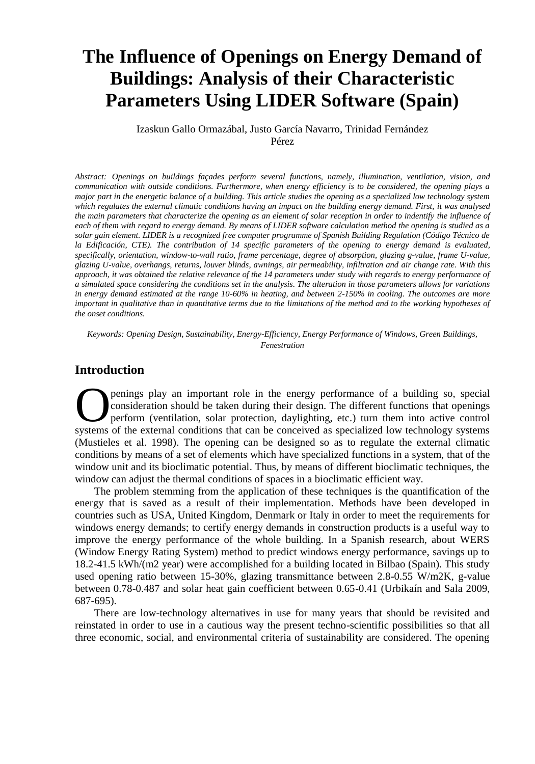# The Influence of Openings on Energy Demand of Buildings: Analysis of their Characteristic Parameters Using LIDER Software (Spain)

Izaskun Gallo Ormazábal, Justo García Navarro, Trinidad Fernández Pérez

*Abstract: Openings on buildings façades perform several functions, namely, illumination, ventilation, vision, and communication with outside conditions. Furthermore, when energy efficiency is to be considered, the opening plays a major part in the energetic balance of a building. This article studies the opening as a specialized low technology system which regulates the external climatic conditions having an impact on the building energy demand. First, it was analysed the main parameters that characterize the opening as an element of solar reception in order to indentify the influence of each of them with regard to energy demand. By means of LIDER software calculation method the opening is studied as a solar gain element. LIDER is a recognized free computer programme of Spanish Building Regulation (Código Técnico de la Edificación, CTE). The contribution of 14 specific parameters of the opening to energy demand is evaluated, specifically, orientation, window-to-wall ratio, frame percentage, degree of absorption, glazing g-value, frame U-value, glazing U-value, overhangs, returns, louver blinds, awnings, air permeability, infiltration and air change rate. With this approach, it was obtained the relative relevance of the 14 parameters under study with regards to energy performance of a simulated space considering the conditions set in the analysis. The alteration in those parameters allows for variations in energy demand estimated at the range 10-60% in heating, and between 2-150% in cooling. The outcomes are more important in qualitative than in quantitative terms due to the limitations of the method and to the working hypotheses of the onset conditions.*

*Keywords: Opening Design, Sustainability, Energy-Efficiency, Energy Performance of Windows, Green Buildings, Fenestration*

## Introduction

Openings play an important role in the energy performance of a building so, special consideration should be taken during their design. The different functions that openings perform (ventilation, solar protection, daylighting, etc.) turn them into active control systems of the external conditions that can be conceived as specialized low technology systems (Mustieles et al. 1998). The opening can be designed so as to regulate the external climatic conditions by means of a set of elements which have specialized functions in a system, that of the window unit and its bioclimatic potential. Thus, by means of different bioclimatic techniques, the window can adjust the thermal conditions of spaces in a bioclimatic efficient way.

The problem stemming from the application of these techniques is the quantification of the energy that is saved as a result of their implementation. Methods have been developed in countries such as USA, United Kingdom, Denmark or Italy in order to meet the requirements for windows energy demands; to certify energy demands in construction products is a useful way to improve the energy performance of the whole building. In a Spanish research, about WERS (Window Energy Rating System) method to predict windows energy performance, savings up to 18.2-41.5 kWh/(m2 year) were accomplished for a building located in Bilbao (Spain). This study used opening ratio between 15-30%, glazing transmittance between 2.8-0.55 W/m2K, g-value between 0.78-0.487 and solar heat gain coefficient between 0.65-0.41 (Urbikaín and Sala 2009, 687-695).

There are low-technology alternatives in use for many years that should be revisited and reinstated in order to use in a cautious way the present techno-scientific possibilities so that all three economic, social, and environmental criteria of sustainability are considered. The opening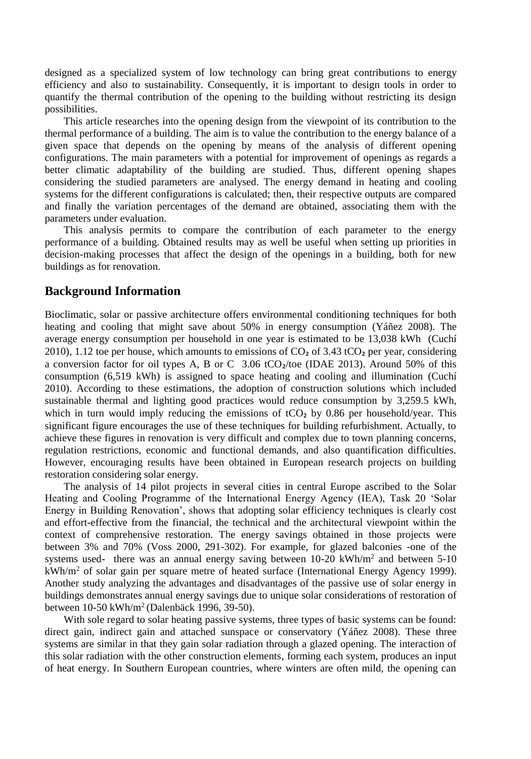designed as a specialized system of low technology can bring great contributions to energy efficiency and also to sustainability. Consequently, it is important to design tools in order to quantify the thermal contribution of the opening to the building without restricting its design possibilities.

This article researches into the opening design from the viewpoint of its contribution to the thermal performance of a building. The aim is to value the contribution to the energy balance of a given space that depends on the opening by means of the analysis of different opening configurations. The main parameters with a potential for improvement of openings as regards a better climatic adaptability of the building are studied. Thus, different opening shapes considering the studied parameters are analysed. The energy demand in heating and cooling systems for the different configurations is calculated; then, their respective outputs are compared and finally the variation percentages of the demand are obtained, associating them with the parameters under evaluation.

This analysis permits to compare the contribution of each parameter to the energy performance of a building. Obtained results may as well be useful when setting up priorities in decision-making processes that affect the design of the openings in a building, both for new buildings as for renovation.

## Background Information

Bioclimatic, solar or passive architecture offers environmental conditioning techniques for both heating and cooling that might save about 50% in energy consumption (Yáñez 2008). The average energy consumption per household in one year is estimated to be 13,038 kWh (Cuchí 2010), 1.12 toe per house, which amounts to emissions of $CO_2$ of 3.43 $tCO_2$ per year, considering a conversion factor for oil types A, B or C 3.06 $tCO_2$/toe (IDAE 2013). Around 50% of this consumption (6,519 kWh) is assigned to space heating and cooling and illumination (Cuchí 2010). According to these estimations, the adoption of construction solutions which included sustainable thermal and lighting good practices would reduce consumption by 3,259.5 kWh, which in turn would imply reducing the emissions of $tCO_2$ by 0.86 per household/year. This significant figure encourages the use of these techniques for building refurbishment. Actually, to achieve these figures in renovation is very difficult and complex due to town planning concerns, regulation restrictions, economic and functional demands, and also quantification difficulties. However, encouraging results have been obtained in European research projects on building restoration considering solar energy.

The analysis of 14 pilot projects in several cities in central Europe ascribed to the Solar Heating and Cooling Programme of the International Energy Agency (IEA), Task 20 'Solar Energy in Building Renovation', shows that adopting solar efficiency techniques is clearly cost and effort-effective from the financial, the technical and the architectural viewpoint within the context of comprehensive restoration. The energy savings obtained in those projects were between 3% and 70% (Voss 2000, 291-302). For example, for glazed balconies -one of the systems used- there was an annual energy saving between 10-20 kWh/m$^2$ and between 5-10 kWh/m$^2$ of solar gain per square metre of heated surface (International Energy Agency 1999). Another study analyzing the advantages and disadvantages of the passive use of solar energy in buildings demonstrates annual energy savings due to unique solar considerations of restoration of between 10-50 kWh/m$^2$ (Dalenbäck 1996, 39-50).

With sole regard to solar heating passive systems, three types of basic systems can be found: direct gain, indirect gain and attached sunspace or conservatory (Yáñez 2008). These three systems are similar in that they gain solar radiation through a glazed opening. The interaction of this solar radiation with the other construction elements, forming each system, produces an input of heat energy. In Southern European countries, where winters are often mild, the opening can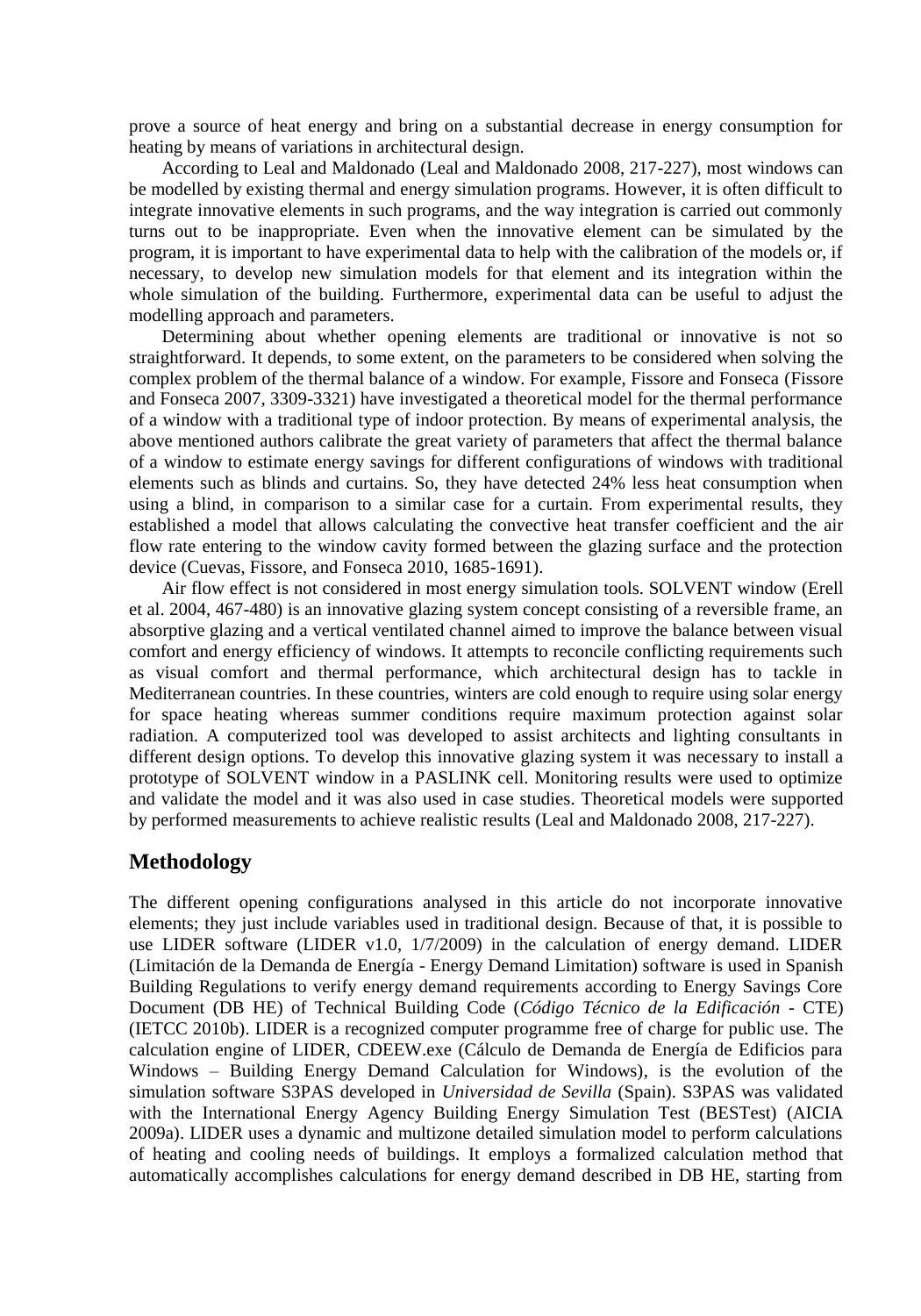prove a source of heat energy and bring on a substantial decrease in energy consumption for heating by means of variations in architectural design.

According to Leal and Maldonado (Leal and Maldonado 2008, 217-227), most windows can be modelled by existing thermal and energy simulation programs. However, it is often difficult to integrate innovative elements in such programs, and the way integration is carried out commonly turns out to be inappropriate. Even when the innovative element can be simulated by the program, it is important to have experimental data to help with the calibration of the models or, if necessary, to develop new simulation models for that element and its integration within the whole simulation of the building. Furthermore, experimental data can be useful to adjust the modelling approach and parameters.

Determining about whether opening elements are traditional or innovative is not so straightforward. It depends, to some extent, on the parameters to be considered when solving the complex problem of the thermal balance of a window. For example, Fissore and Fonseca (Fissore and Fonseca 2007, 3309-3321) have investigated a theoretical model for the thermal performance of a window with a traditional type of indoor protection. By means of experimental analysis, the above mentioned authors calibrate the great variety of parameters that affect the thermal balance of a window to estimate energy savings for different configurations of windows with traditional elements such as blinds and curtains. So, they have detected 24% less heat consumption when using a blind, in comparison to a similar case for a curtain. From experimental results, they established a model that allows calculating the convective heat transfer coefficient and the air flow rate entering to the window cavity formed between the glazing surface and the protection device (Cuevas, Fissore, and Fonseca 2010, 1685-1691).

Air flow effect is not considered in most energy simulation tools. SOLVENT window (Erell et al. 2004, 467-480) is an innovative glazing system concept consisting of a reversible frame, an absorptive glazing and a vertical ventilated channel aimed to improve the balance between visual comfort and energy efficiency of windows. It attempts to reconcile conflicting requirements such as visual comfort and thermal performance, which architectural design has to tackle in Mediterranean countries. In these countries, winters are cold enough to require using solar energy for space heating whereas summer conditions require maximum protection against solar radiation. A computerized tool was developed to assist architects and lighting consultants in different design options. To develop this innovative glazing system it was necessary to install a prototype of SOLVENT window in a PASLINK cell. Monitoring results were used to optimize and validate the model and it was also used in case studies. Theoretical models were supported by performed measurements to achieve realistic results (Leal and Maldonado 2008, 217-227).

## Methodology

The different opening configurations analysed in this article do not incorporate innovative elements; they just include variables used in traditional design. Because of that, it is possible to use LIDER software (LIDER v1.0, 1/7/2009) in the calculation of energy demand. LIDER (Limitación de la Demanda de Energía - Energy Demand Limitation) software is used in Spanish Building Regulations to verify energy demand requirements according to Energy Savings Core Document (DB HE) of Technical Building Code (*Código Técnico de la Edificación* - CTE) (IETCC 2010b). LIDER is a recognized computer programme free of charge for public use. The calculation engine of LIDER, CDEEW.exe (Cálculo de Demanda de Energía de Edificios para Windows – Building Energy Demand Calculation for Windows), is the evolution of the simulation software S3PAS developed in *Universidad de Sevilla* (Spain). S3PAS was validated with the International Energy Agency Building Energy Simulation Test (BESTest) (AICIA 2009a). LIDER uses a dynamic and multizone detailed simulation model to perform calculations of heating and cooling needs of buildings. It employs a formalized calculation method that automatically accomplishes calculations for energy demand described in DB HE, starting from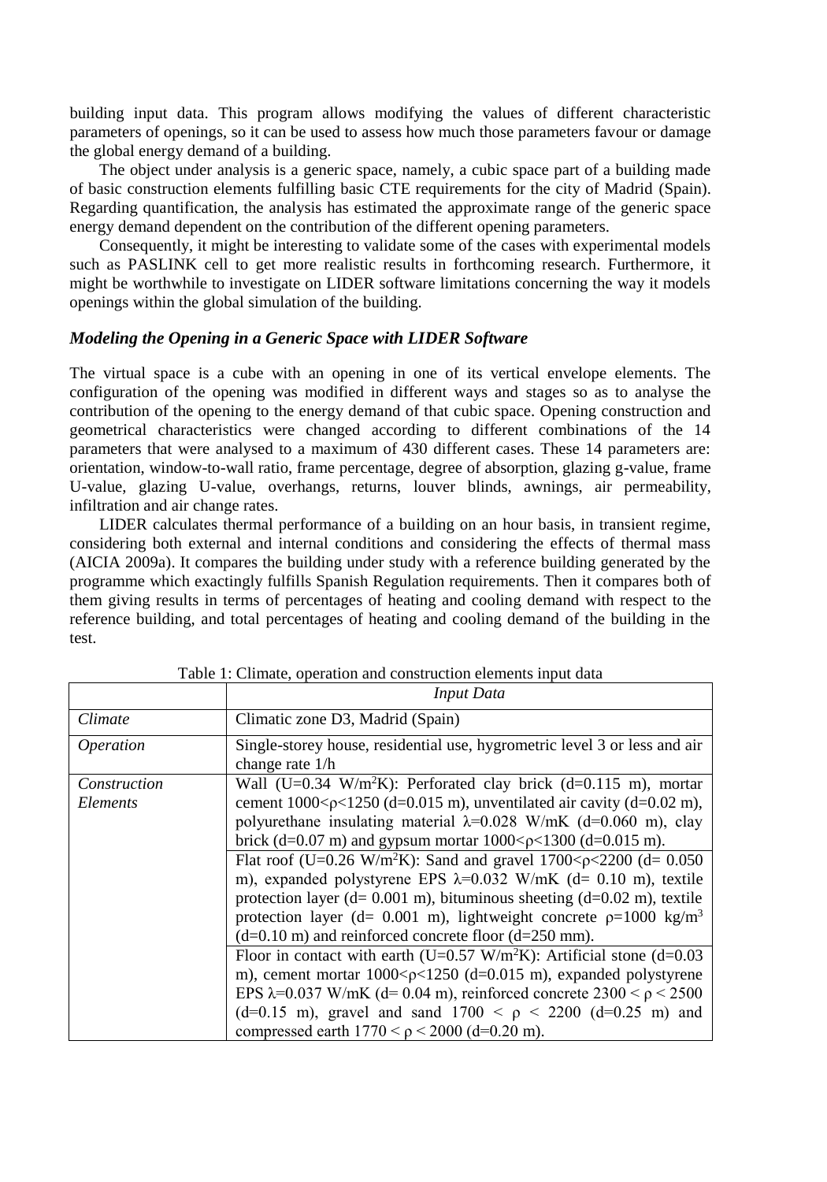building input data. This program allows modifying the values of different characteristic parameters of openings, so it can be used to assess how much those parameters favour or damage the global energy demand of a building.

The object under analysis is a generic space, namely, a cubic space part of a building made of basic construction elements fulfilling basic CTE requirements for the city of Madrid (Spain). Regarding quantification, the analysis has estimated the approximate range of the generic space energy demand dependent on the contribution of the different opening parameters.

Consequently, it might be interesting to validate some of the cases with experimental models such as PASLINK cell to get more realistic results in forthcoming research. Furthermore, it might be worthwhile to investigate on LIDER software limitations concerning the way it models openings within the global simulation of the building.

### *Modeling the Opening in a Generic Space with LIDER Software*

The virtual space is a cube with an opening in one of its vertical envelope elements. The configuration of the opening was modified in different ways and stages so as to analyse the contribution of the opening to the energy demand of that cubic space. Opening construction and geometrical characteristics were changed according to different combinations of the 14 parameters that were analysed to a maximum of 430 different cases. These 14 parameters are: orientation, window-to-wall ratio, frame percentage, degree of absorption, glazing g-value, frame U-value, glazing U-value, overhangs, returns, louver blinds, awnings, air permeability, infiltration and air change rates.

LIDER calculates thermal performance of a building on an hour basis, in transient regime, considering both external and internal conditions and considering the effects of thermal mass (AICIA 2009a). It compares the building under study with a reference building generated by the programme which exactingly fulfills Spanish Regulation requirements. Then it compares both of them giving results in terms of percentages of heating and cooling demand with respect to the reference building, and total percentages of heating and cooling demand of the building in the test.

Table 1: Climate, operation and construction elements input data

| | *Input Data* |
|---|---|
| *Climate* | Climatic zone D3, Madrid (Spain) |
| *Operation* | Single-storey house, residential use, hygrometric level 3 or less and air change rate 1/h |
| *Construction Elements* | Wall ($U=0.34$ W/m$^2$K): Perforated clay brick ($d=0.115$ m), mortar cement $1000<\rho<1250$ ($d=0.015$ m), unventilated air cavity ($d=0.02$ m), polyurethane insulating material $\lambda=0.028$ W/mK ($d=0.060$ m), clay brick ($d=0.07$ m) and gypsum mortar $1000<\rho<1300$ ($d=0.015$ m). |
| | Flat roof ($U=0.26$ W/m$^2$K): Sand and gravel $1700<\rho<2200$ ($d= 0.050$ m), expanded polystyrene EPS $\lambda=0.032$ W/mK ($d= 0.10$ m), textile protection layer ($d= 0.001$ m), bituminous sheeting ($d=0.02$ m), textile protection layer ($d= 0.001$ m), lightweight concrete $\rho=1000$ kg/m$^3$ ($d=0.10$ m) and reinforced concrete floor ($d=250$ mm). |
| | Floor in contact with earth ($U=0.57$ W/m$^2$K): Artificial stone ($d=0.03$ m), cement mortar $1000<\rho<1250$ ($d=0.015$ m), expanded polystyrene EPS $\lambda=0.037$ W/mK ($d= 0.04$ m), reinforced concrete $2300 < \rho < 2500$ ($d=0.15$ m), gravel and sand $1700 < \rho < 2200$ ($d=0.25$ m) and compressed earth $1770 < \rho < 2000$ ($d=0.20$ m). |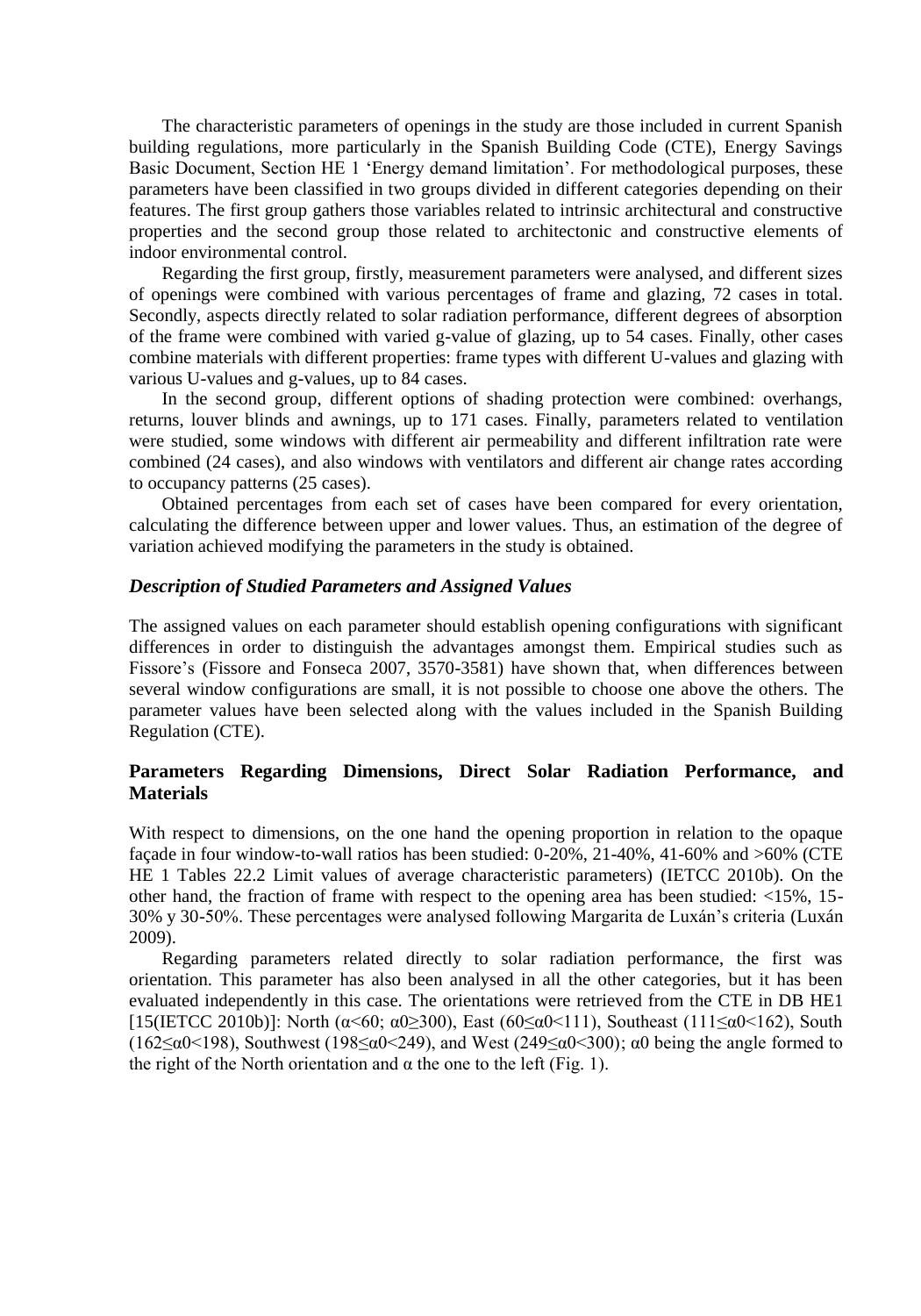The characteristic parameters of openings in the study are those included in current Spanish building regulations, more particularly in the Spanish Building Code (CTE), Energy Savings Basic Document, Section HE 1 'Energy demand limitation'. For methodological purposes, these parameters have been classified in two groups divided in different categories depending on their features. The first group gathers those variables related to intrinsic architectural and constructive properties and the second group those related to architectonic and constructive elements of indoor environmental control.

Regarding the first group, firstly, measurement parameters were analysed, and different sizes of openings were combined with various percentages of frame and glazing, 72 cases in total. Secondly, aspects directly related to solar radiation performance, different degrees of absorption of the frame were combined with varied g-value of glazing, up to 54 cases. Finally, other cases combine materials with different properties: frame types with different U-values and glazing with various U-values and g-values, up to 84 cases.

In the second group, different options of shading protection were combined: overhangs, returns, louver blinds and awnings, up to 171 cases. Finally, parameters related to ventilation were studied, some windows with different air permeability and different infiltration rate were combined (24 cases), and also windows with ventilators and different air change rates according to occupancy patterns (25 cases).

Obtained percentages from each set of cases have been compared for every orientation, calculating the difference between upper and lower values. Thus, an estimation of the degree of variation achieved modifying the parameters in the study is obtained.

### *Description of Studied Parameters and Assigned Values*

The assigned values on each parameter should establish opening configurations with significant differences in order to distinguish the advantages amongst them. Empirical studies such as Fissore's (Fissore and Fonseca 2007, 3570-3581) have shown that, when differences between several window configurations are small, it is not possible to choose one above the others. The parameter values have been selected along with the values included in the Spanish Building Regulation (CTE).

### **Parameters Regarding Dimensions, Direct Solar Radiation Performance, and Materials**

With respect to dimensions, on the one hand the opening proportion in relation to the opaque façade in four window-to-wall ratios has been studied: 0-20%, 21-40%, 41-60% and >60% (CTE HE 1 Tables 22.2 Limit values of average characteristic parameters) (IETCC 2010b). On the other hand, the fraction of frame with respect to the opening area has been studied: <15%, 15-30% y 30-50%. These percentages were analysed following Margarita de Luxán's criteria (Luxán 2009).

Regarding parameters related directly to solar radiation performance, the first was orientation. This parameter has also been analysed in all the other categories, but it has been evaluated independently in this case. The orientations were retrieved from the CTE in DB HE1 [15(IETCC 2010b)]: North ($\alpha<60$; $\alpha0\geq300$), East ($60\leq\alpha0<111$), Southeast ($111\leq\alpha0<162$), South ($162\leq\alpha0<198$), Southwest ($198\leq\alpha0<249$), and West ($249\leq\alpha0<300$); $\alpha0$ being the angle formed to the right of the North orientation and $\alpha$ the one to the left (Fig. 1).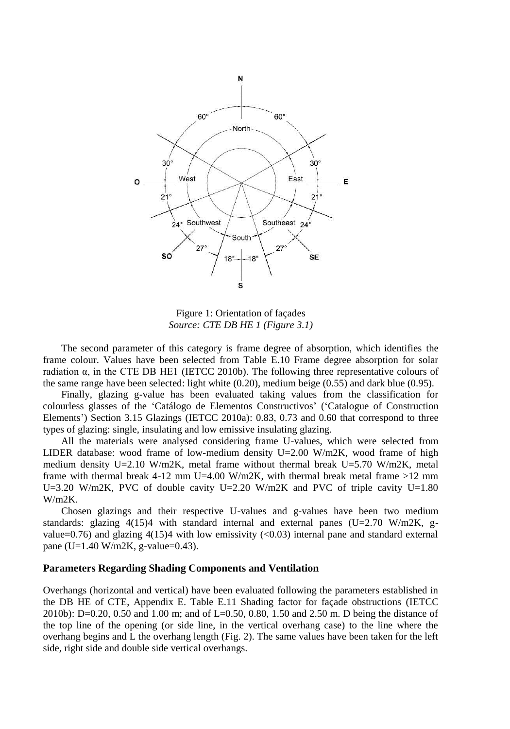N

60°

60°

North

30°

30°

O

West

East

E

21°

21°

24°

Southwest

Southeast

24°

South

27°

27°

SO

18°

18°

SE

S

Figure 1: Orientation of façades
*Source: CTE DB HE 1 (Figure 3.1)*

The second parameter of this category is frame degree of absorption, which identifies the frame colour. Values have been selected from Table E.10 Frame degree absorption for solar radiation α, in the CTE DB HE1 (IETCC 2010b). The following three representative colours of the same range have been selected: light white (0.20), medium beige (0.55) and dark blue (0.95).

Finally, glazing g-value has been evaluated taking values from the classification for colourless glasses of the 'Catálogo de Elementos Constructivos' ('Catalogue of Construction Elements') Section 3.15 Glazings (IETCC 2010a): 0.83, 0.73 and 0.60 that correspond to three types of glazing: single, insulating and low emissive insulating glazing.

All the materials were analysed considering frame U-values, which were selected from LIDER database: wood frame of low-medium density U=2.00 W/m2K, wood frame of high medium density U=2.10 W/m2K, metal frame without thermal break U=5.70 W/m2K, metal frame with thermal break 4-12 mm U=4.00 W/m2K, with thermal break metal frame >12 mm U=3.20 W/m2K, PVC of double cavity U=2.20 W/m2K and PVC of triple cavity U=1.80 W/m2K.

Chosen glazings and their respective U-values and g-values have been two medium standards: glazing 4(15)4 with standard internal and external panes (U=2.70 W/m2K, g-value=0.76) and glazing 4(15)4 with low emissivity (<0.03) internal pane and standard external pane (U=1.40 W/m2K, g-value=0.43).

### Parameters Regarding Shading Components and Ventilation

Overhangs (horizontal and vertical) have been evaluated following the parameters established in the DB HE of CTE, Appendix E. Table E.11 Shading factor for façade obstructions (IETCC 2010b): D=0.20, 0.50 and 1.00 m; and of L=0.50, 0.80, 1.50 and 2.50 m. D being the distance of the top line of the opening (or side line, in the vertical overhang case) to the line where the overhang begins and L the overhang length (Fig. 2). The same values have been taken for the left side, right side and double side vertical overhangs.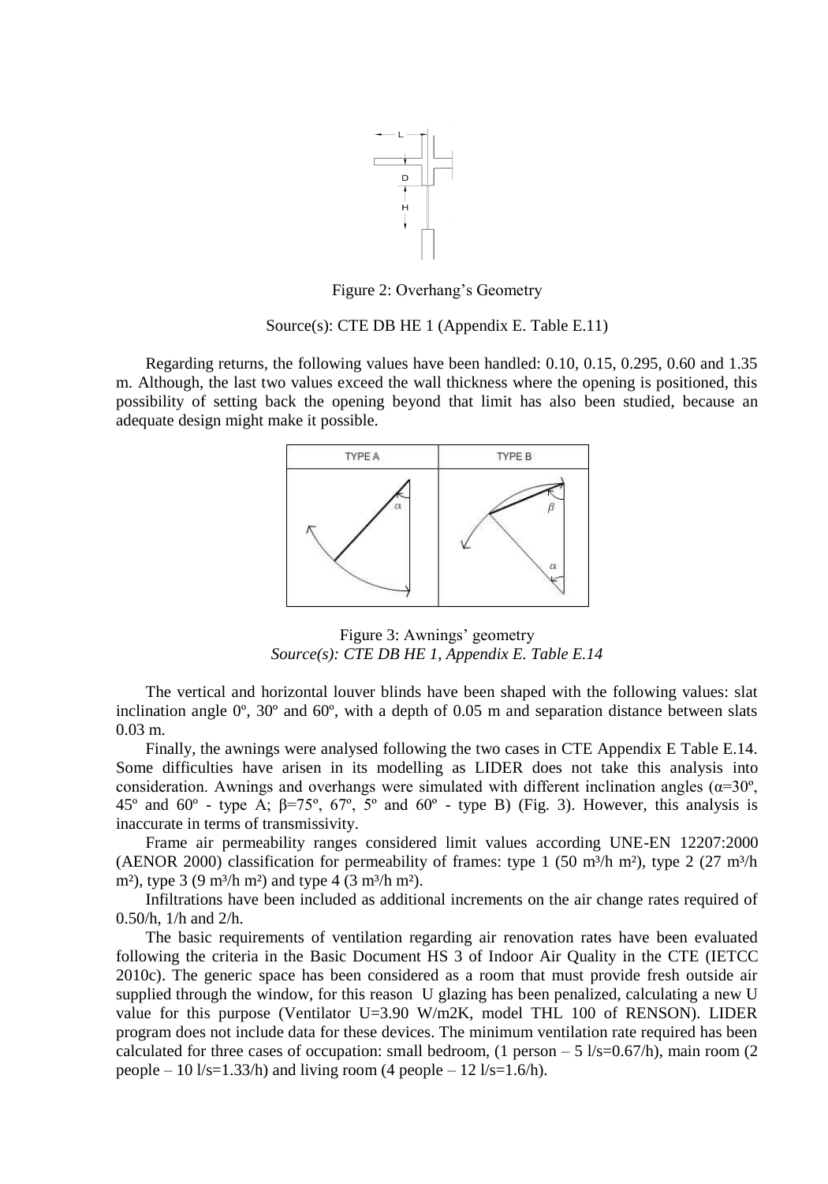L

D

H

Figure 2: Overhang's Geometry

Source(s): CTE DB HE 1 (Appendix E. Table E.11)

Regarding returns, the following values have been handled: 0.10, 0.15, 0.295, 0.60 and 1.35 m. Although, the last two values exceed the wall thickness where the opening is positioned, this possibility of setting back the opening beyond that limit has also been studied, because an adequate design might make it possible.

TYPE A

TYPE B

α

β

α

Figure 3: Awnings' geometry

*Source(s): CTE DB HE 1, Appendix E. Table E.14*

The vertical and horizontal louver blinds have been shaped with the following values: slat inclination angle 0º, 30º and 60º, with a depth of 0.05 m and separation distance between slats 0.03 m.

Finally, the awnings were analysed following the two cases in CTE Appendix E Table E.14. Some difficulties have arisen in its modelling as LIDER does not take this analysis into consideration. Awnings and overhangs were simulated with different inclination angles (α=30º, 45º and 60º - type A; β=75º, 67º, 5º and 60º - type B) (Fig. 3). However, this analysis is inaccurate in terms of transmissivity.

Frame air permeability ranges considered limit values according UNE-EN 12207:2000 (AENOR 2000) classification for permeability of frames: type 1 (50 $m^3/h\ m^2$), type 2 (27 $m^3/h\ m^2$), type 3 (9 $m^3/h\ m^2$) and type 4 (3 $m^3/h\ m^2$).

Infiltrations have been included as additional increments on the air change rates required of 0.50/h, 1/h and 2/h.

The basic requirements of ventilation regarding air renovation rates have been evaluated following the criteria in the Basic Document HS 3 of Indoor Air Quality in the CTE (IETCC 2010c). The generic space has been considered as a room that must provide fresh outside air supplied through the window, for this reason U glazing has been penalized, calculating a new U value for this purpose (Ventilator U=3.90 W/m2K, model THL 100 of RENSON). LIDER program does not include data for these devices. The minimum ventilation rate required has been calculated for three cases of occupation: small bedroom, (1 person – 5 l/s=0.67/h), main room (2 people – 10 l/s=1.33/h) and living room (4 people – 12 l/s=1.6/h).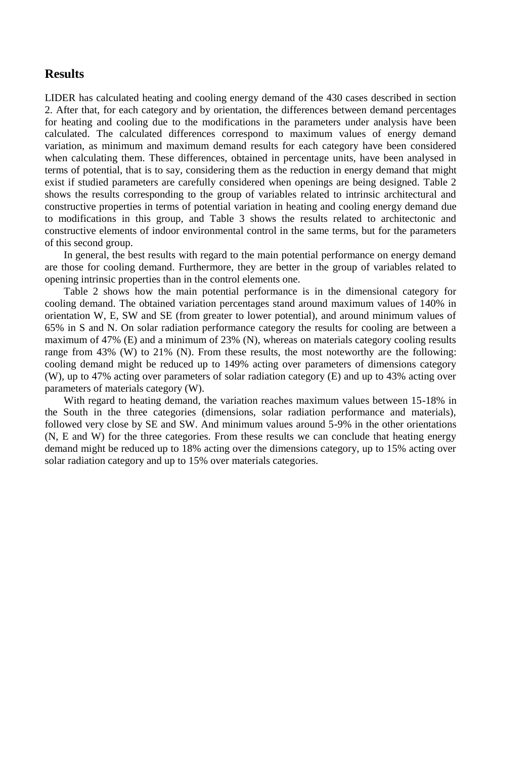## Results

LIDER has calculated heating and cooling energy demand of the 430 cases described in section 2. After that, for each category and by orientation, the differences between demand percentages for heating and cooling due to the modifications in the parameters under analysis have been calculated. The calculated differences correspond to maximum values of energy demand variation, as minimum and maximum demand results for each category have been considered when calculating them. These differences, obtained in percentage units, have been analysed in terms of potential, that is to say, considering them as the reduction in energy demand that might exist if studied parameters are carefully considered when openings are being designed. Table 2 shows the results corresponding to the group of variables related to intrinsic architectural and constructive properties in terms of potential variation in heating and cooling energy demand due to modifications in this group, and Table 3 shows the results related to architectonic and constructive elements of indoor environmental control in the same terms, but for the parameters of this second group.

In general, the best results with regard to the main potential performance on energy demand are those for cooling demand. Furthermore, they are better in the group of variables related to opening intrinsic properties than in the control elements one.

Table 2 shows how the main potential performance is in the dimensional category for cooling demand. The obtained variation percentages stand around maximum values of 140% in orientation W, E, SW and SE (from greater to lower potential), and around minimum values of 65% in S and N. On solar radiation performance category the results for cooling are between a maximum of 47% (E) and a minimum of 23% (N), whereas on materials category cooling results range from 43% (W) to 21% (N). From these results, the most noteworthy are the following: cooling demand might be reduced up to 149% acting over parameters of dimensions category (W), up to 47% acting over parameters of solar radiation category (E) and up to 43% acting over parameters of materials category (W).

With regard to heating demand, the variation reaches maximum values between 15-18% in the South in the three categories (dimensions, solar radiation performance and materials), followed very close by SE and SW. And minimum values around 5-9% in the other orientations (N, E and W) for the three categories. From these results we can conclude that heating energy demand might be reduced up to 18% acting over the dimensions category, up to 15% acting over solar radiation category and up to 15% over materials categories.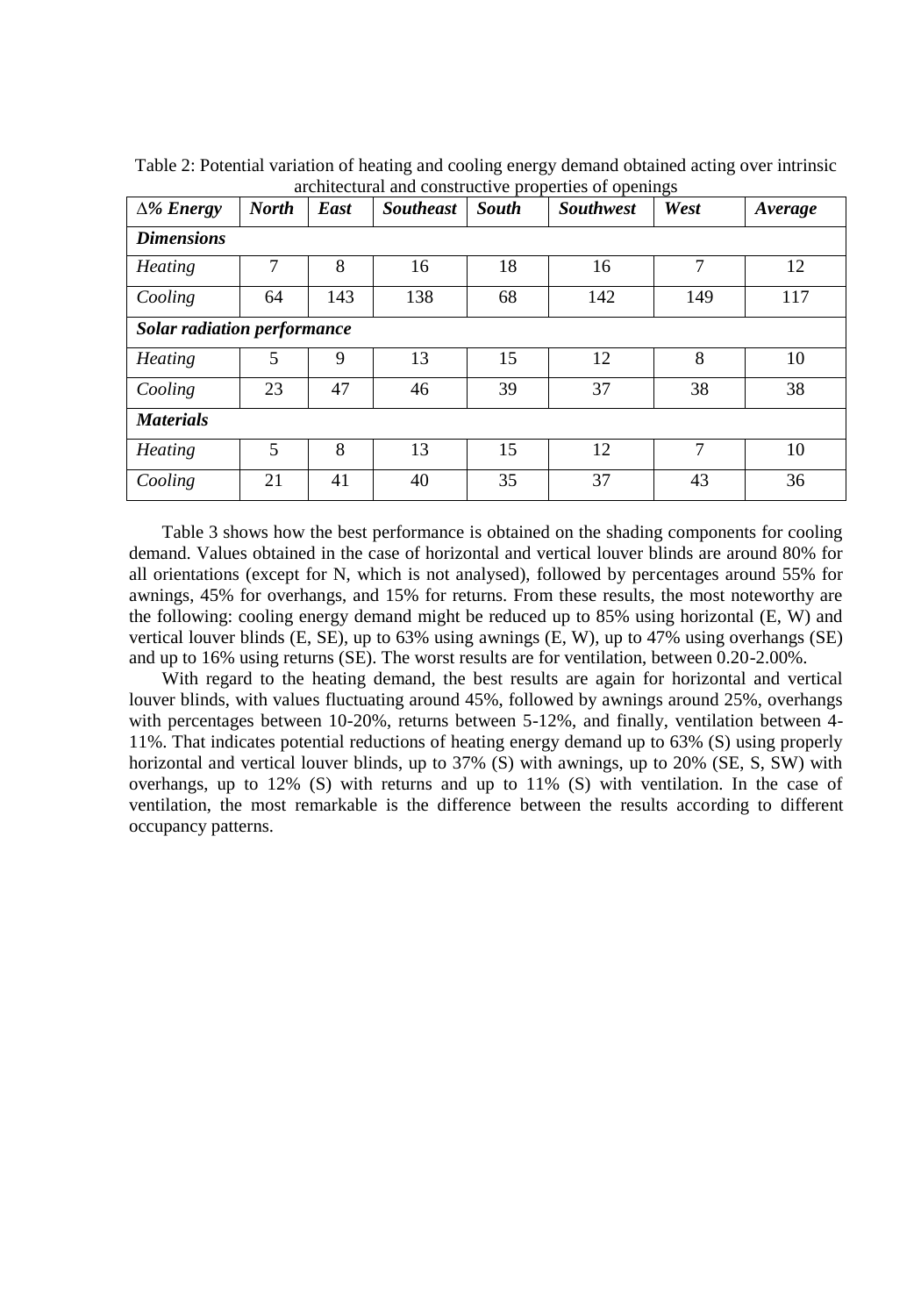Table 2: Potential variation of heating and cooling energy demand obtained acting over intrinsic architectural and constructive properties of openings

| *Δ% Energy* | *North* | *East* | *Southeast* | *South* | *Southwest* | *West* | *Average* |
|---|---|---|---|---|---|---|---|
| ***Dimensions*** | | | | | | | |
| *Heating* | 7 | 8 | 16 | 18 | 16 | 7 | 12 |
| *Cooling* | 64 | 143 | 138 | 68 | 142 | 149 | 117 |
| ***Solar radiation performance*** | | | | | | | |
| *Heating* | 5 | 9 | 13 | 15 | 12 | 8 | 10 |
| *Cooling* | 23 | 47 | 46 | 39 | 37 | 38 | 38 |
| ***Materials*** | | | | | | | |
| *Heating* | 5 | 8 | 13 | 15 | 12 | 7 | 10 |
| *Cooling* | 21 | 41 | 40 | 35 | 37 | 43 | 36 |

Table 3 shows how the best performance is obtained on the shading components for cooling demand. Values obtained in the case of horizontal and vertical louver blinds are around 80% for all orientations (except for N, which is not analysed), followed by percentages around 55% for awnings, 45% for overhangs, and 15% for returns. From these results, the most noteworthy are the following: cooling energy demand might be reduced up to 85% using horizontal (E, W) and vertical louver blinds (E, SE), up to 63% using awnings (E, W), up to 47% using overhangs (SE) and up to 16% using returns (SE). The worst results are for ventilation, between 0.20-2.00%.

With regard to the heating demand, the best results are again for horizontal and vertical louver blinds, with values fluctuating around 45%, followed by awnings around 25%, overhangs with percentages between 10-20%, returns between 5-12%, and finally, ventilation between 4-11%. That indicates potential reductions of heating energy demand up to 63% (S) using properly horizontal and vertical louver blinds, up to 37% (S) with awnings, up to 20% (SE, S, SW) with overhangs, up to 12% (S) with returns and up to 11% (S) with ventilation. In the case of ventilation, the most remarkable is the difference between the results according to different occupancy patterns.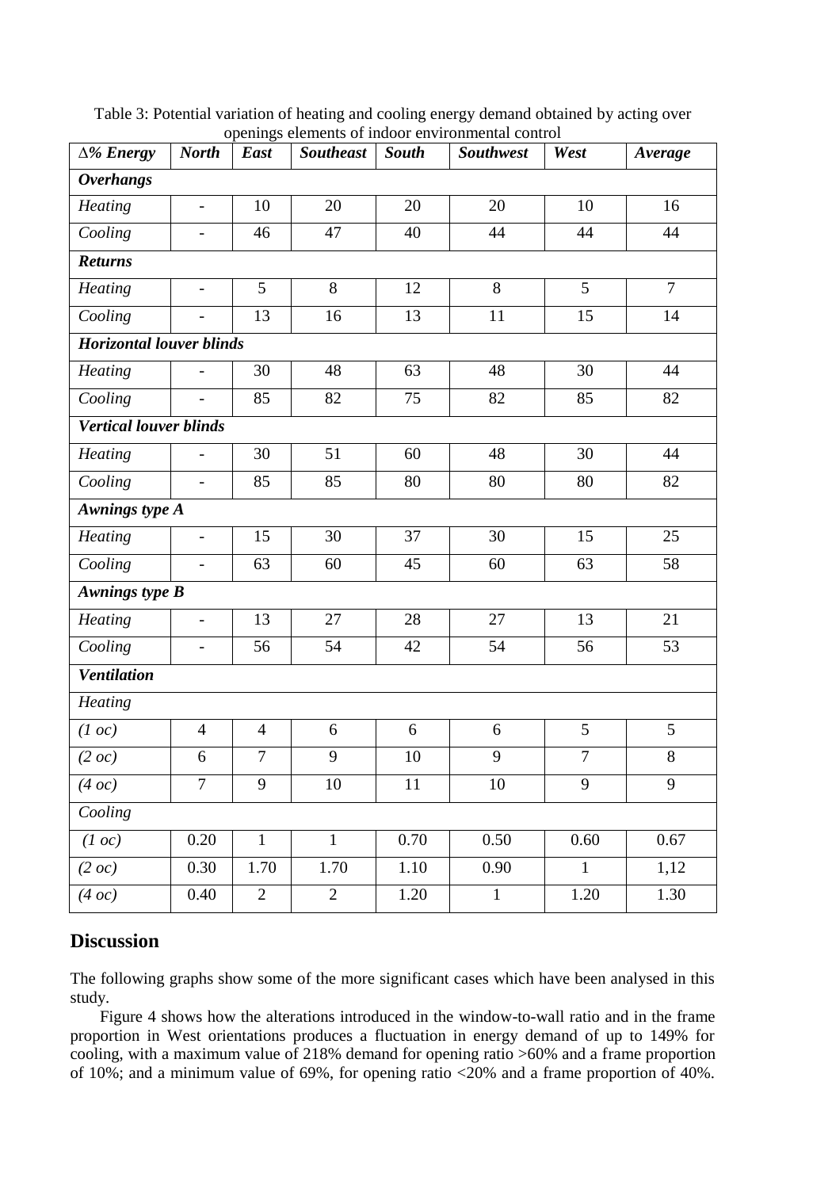Table 3: Potential variation of heating and cooling energy demand obtained by acting over openings elements of indoor environmental control

| ∆% Energy | North | East | Southeast | South | Southwest | West | Average |
|---|---|---|---|---|---|---|---|
| ***Overhangs*** | | | | | | | |
| *Heating* | - | 10 | 20 | 20 | 20 | 10 | 16 |
| *Cooling* | - | 46 | 47 | 40 | 44 | 44 | 44 |
| ***Returns*** | | | | | | | |
| *Heating* | - | 5 | 8 | 12 | 8 | 5 | 7 |
| *Cooling* | - | 13 | 16 | 13 | 11 | 15 | 14 |
| ***Horizontal louver blinds*** | | | | | | | |
| *Heating* | - | 30 | 48 | 63 | 48 | 30 | 44 |
| *Cooling* | - | 85 | 82 | 75 | 82 | 85 | 82 |
| ***Vertical louver blinds*** | | | | | | | |
| *Heating* | - | 30 | 51 | 60 | 48 | 30 | 44 |
| *Cooling* | - | 85 | 85 | 80 | 80 | 80 | 82 |
| ***Awnings type A*** | | | | | | | |
| *Heating* | - | 15 | 30 | 37 | 30 | 15 | 25 |
| *Cooling* | - | 63 | 60 | 45 | 60 | 63 | 58 |
| ***Awnings type B*** | | | | | | | |
| *Heating* | - | 13 | 27 | 28 | 27 | 13 | 21 |
| *Cooling* | - | 56 | 54 | 42 | 54 | 56 | 53 |
| ***Ventilation*** | | | | | | | |
| *Heating* | | | | | | | |
| *(1 oc)* | 4 | 4 | 6 | 6 | 6 | 5 | 5 |
| *(2 oc)* | 6 | 7 | 9 | 10 | 9 | 7 | 8 |
| *(4 oc)* | 7 | 9 | 10 | 11 | 10 | 9 | 9 |
| *Cooling* | | | | | | | |
| *(1 oc)* | 0.20 | 1 | 1 | 0.70 | 0.50 | 0.60 | 0.67 |
| *(2 oc)* | 0.30 | 1.70 | 1.70 | 1.10 | 0.90 | 1 | 1,12 |
| *(4 oc)* | 0.40 | 2 | 2 | 1.20 | 1 | 1.20 | 1.30 |

## Discussion

The following graphs show some of the more significant cases which have been analysed in this study.

Figure 4 shows how the alterations introduced in the window-to-wall ratio and in the frame proportion in West orientations produces a fluctuation in energy demand of up to 149% for cooling, with a maximum value of 218% demand for opening ratio >60% and a frame proportion of 10%; and a minimum value of 69%, for opening ratio <20% and a frame proportion of 40%.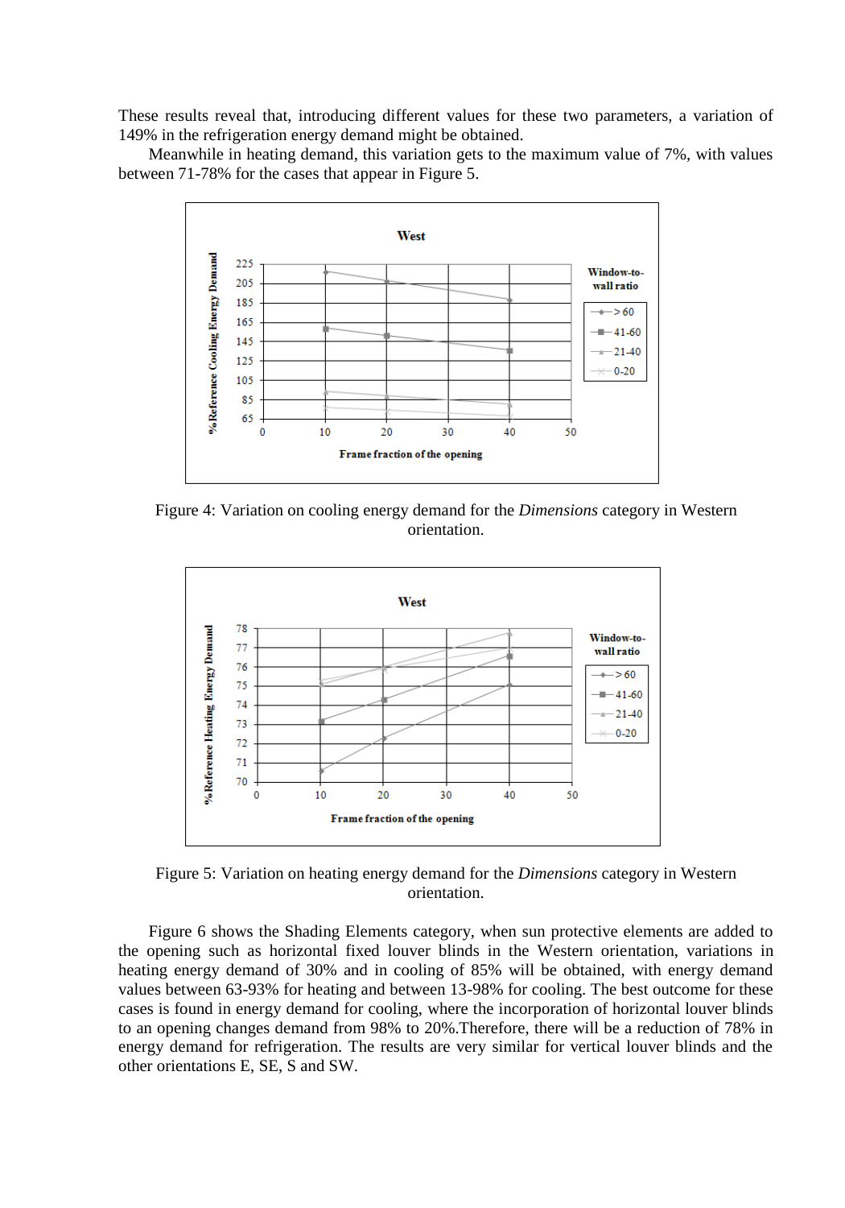These results reveal that, introducing different values for these two parameters, a variation of 149% in the refrigeration energy demand might be obtained.

Meanwhile in heating demand, this variation gets to the maximum value of 7%, with values between 71-78% for the cases that appear in Figure 5.

West

% Reference Cooling Energy Demand

225
205
185
165
145
125
105
85
65

0 10 20 30 40 50

Frame fraction of the opening

Window-to-wall ratio

> 60
41-60
21-40
0-20

Figure 4: Variation on cooling energy demand for the *Dimensions* category in Western orientation.

West

% Reference Heating Energy Demand

78
77
76
75
74
73
72
71
70

0 10 20 30 40 50

Frame fraction of the opening

Window-to-wall ratio

> 60
41-60
21-40
0-20

Figure 5: Variation on heating energy demand for the *Dimensions* category in Western orientation.

Figure 6 shows the Shading Elements category, when sun protective elements are added to the opening such as horizontal fixed louver blinds in the Western orientation, variations in heating energy demand of 30% and in cooling of 85% will be obtained, with energy demand values between 63-93% for heating and between 13-98% for cooling. The best outcome for these cases is found in energy demand for cooling, where the incorporation of horizontal louver blinds to an opening changes demand from 98% to 20%.Therefore, there will be a reduction of 78% in energy demand for refrigeration. The results are very similar for vertical louver blinds and the other orientations E, SE, S and SW.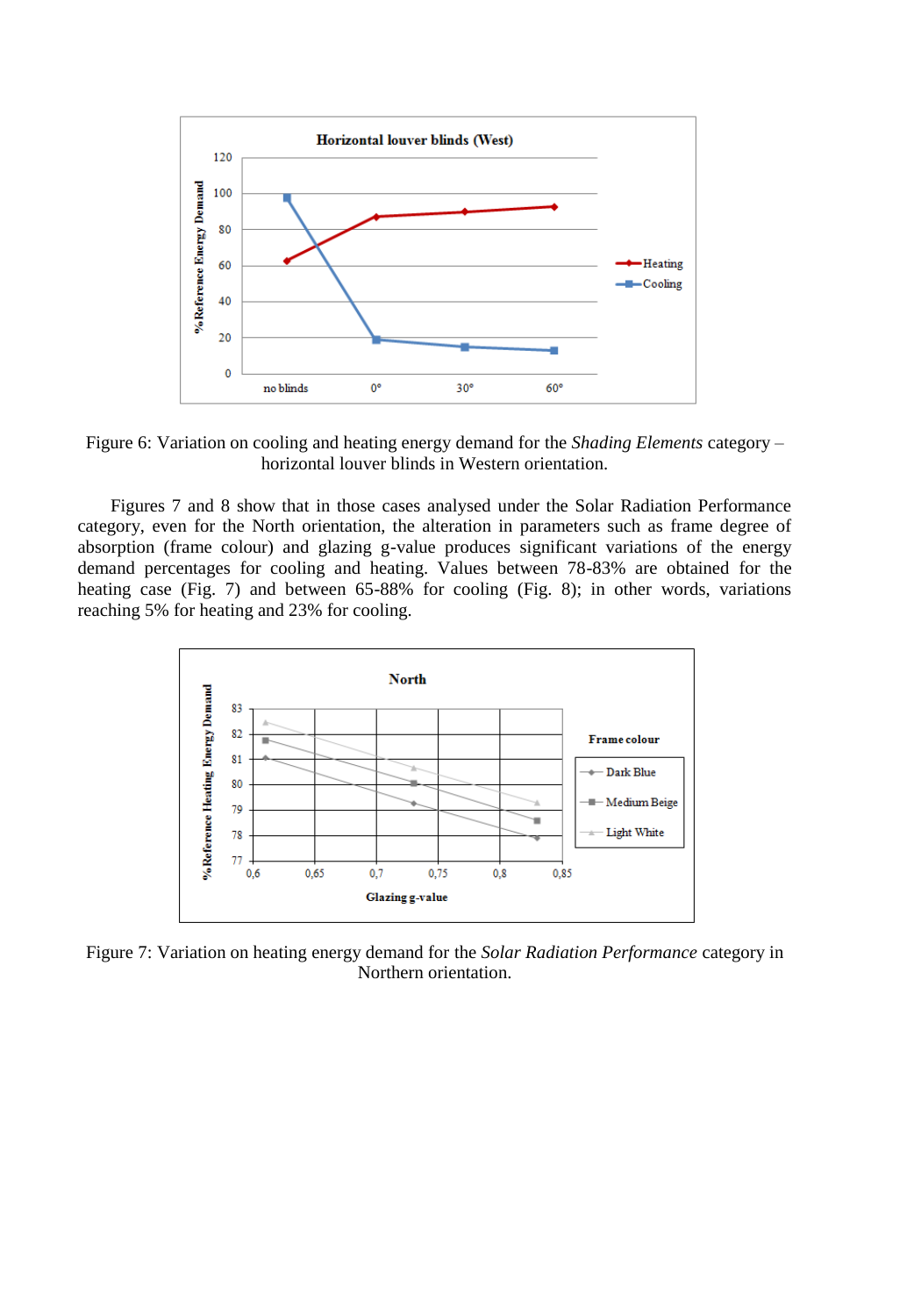Figure 6: Variation on cooling and heating energy demand for the *Shading Elements* category – horizontal louver blinds in Western orientation.

Figures 7 and 8 show that in those cases analysed under the Solar Radiation Performance category, even for the North orientation, the alteration in parameters such as frame degree of absorption (frame colour) and glazing g-value produces significant variations of the energy demand percentages for cooling and heating. Values between 78-83% are obtained for the heating case (Fig. 7) and between 65-88% for cooling (Fig. 8); in other words, variations reaching 5% for heating and 23% for cooling.

Figure 7: Variation on heating energy demand for the *Solar Radiation Performance* category in Northern orientation.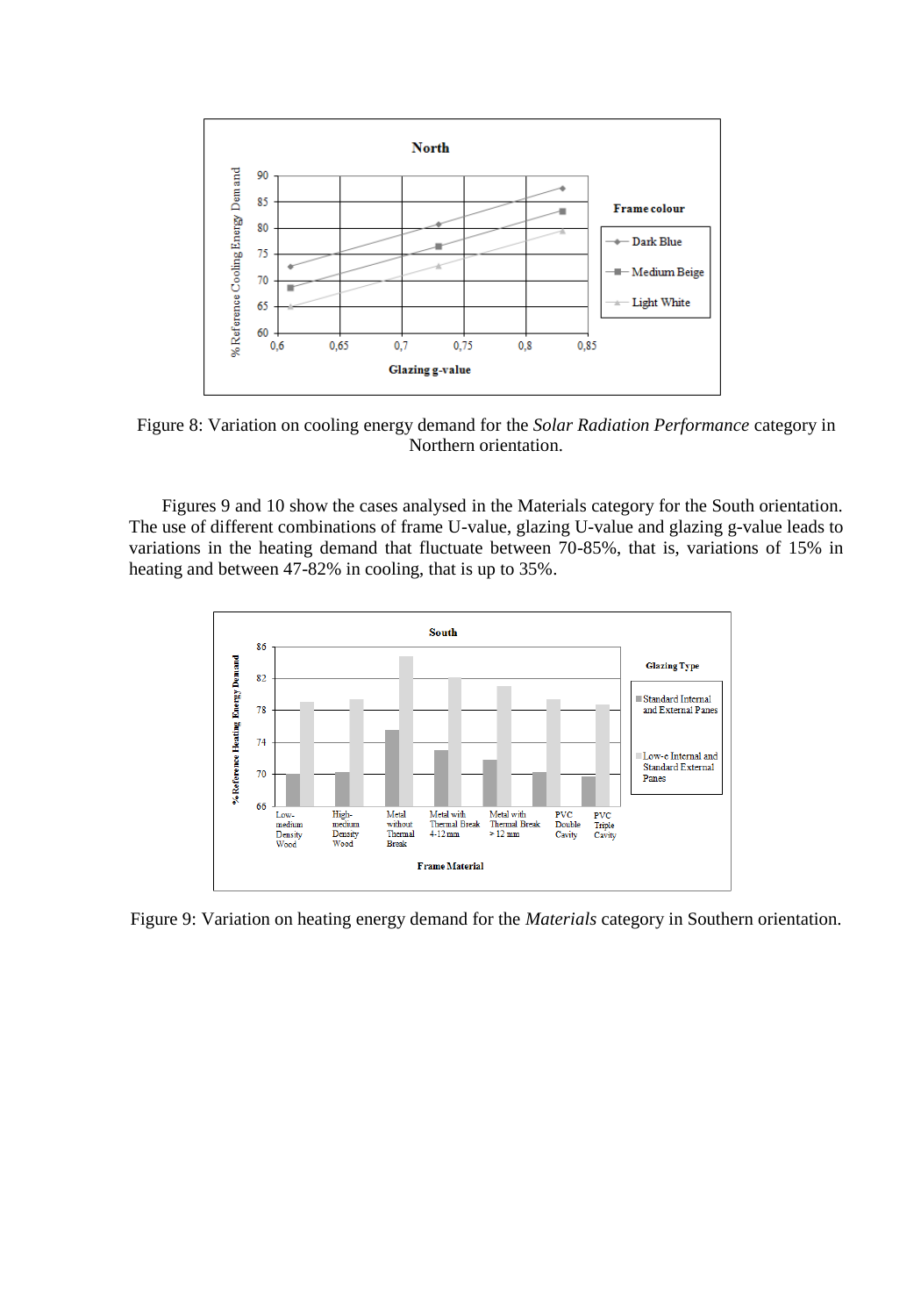North

% Reference Cooling Energy Demand

90
85
80
75
70
65
60

0,6
0,65
0,7
0,75
0,8
0,85

Glazing g-value

Frame colour

Dark Blue
Medium Beige
Light White

Figure 8: Variation on cooling energy demand for the *Solar Radiation Performance* category in Northern orientation.

Figures 9 and 10 show the cases analysed in the Materials category for the South orientation. The use of different combinations of frame U-value, glazing U-value and glazing g-value leads to variations in the heating demand that fluctuate between 70-85%, that is, variations of 15% in heating and between 47-82% in cooling, that is up to 35%.

South

% Reference Heating Energy Demand

86
82
78
74
70
66

Low-medium Density Wood
High-medium Density Wood
Metal without Thermal Break
Metal with Thermal Break 4-12 mm
Metal with Thermal Break > 12 mm
PVC Double Cavity
PVC Triple Cavity

Frame Material

Glazing Type

Standard Internal and External Panes
Low-e Internal and Standard External Panes

Figure 9: Variation on heating energy demand for the *Materials* category in Southern orientation.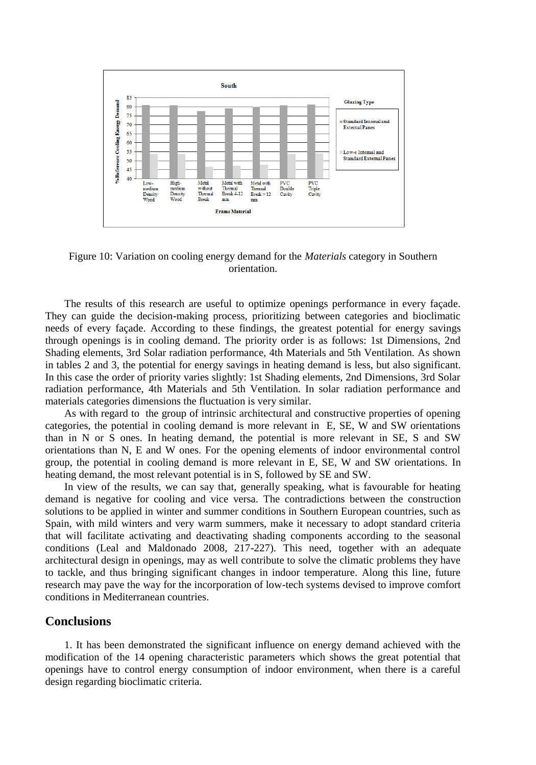South

85
80
75
70
65
60
55
50
45
40

% Reference Cooling Energy Demand

Low-medium Density Wood
High-medium Density Wood
Metal without Thermal Break
Metal with Thermal Break 4-12 mm
Metal with Thermal Break > 12 mm
PVC Double Cavity
PVC Triple Cavity

Frame Material

Glazing Type

Standard Internal and External Panes

Low-e Internal and Standard External Panes

Figure 10: Variation on cooling energy demand for the *Materials* category in Southern orientation.

The results of this research are useful to optimize openings performance in every façade. They can guide the decision-making process, prioritizing between categories and bioclimatic needs of every façade. According to these findings, the greatest potential for energy savings through openings is in cooling demand. The priority order is as follows: 1st Dimensions, 2nd Shading elements, 3rd Solar radiation performance, 4th Materials and 5th Ventilation. As shown in tables 2 and 3, the potential for energy savings in heating demand is less, but also significant. In this case the order of priority varies slightly: 1st Shading elements, 2nd Dimensions, 3rd Solar radiation performance, 4th Materials and 5th Ventilation. In solar radiation performance and materials categories dimensions the fluctuation is very similar.

As with regard to the group of intrinsic architectural and constructive properties of opening categories, the potential in cooling demand is more relevant in E, SE, W and SW orientations than in N or S ones. In heating demand, the potential is more relevant in SE, S and SW orientations than N, E and W ones. For the opening elements of indoor environmental control group, the potential in cooling demand is more relevant in E, SE, W and SW orientations. In heating demand, the most relevant potential is in S, followed by SE and SW.

In view of the results, we can say that, generally speaking, what is favourable for heating demand is negative for cooling and vice versa. The contradictions between the construction solutions to be applied in winter and summer conditions in Southern European countries, such as Spain, with mild winters and very warm summers, make it necessary to adopt standard criteria that will facilitate activating and deactivating shading components according to the seasonal conditions (Leal and Maldonado 2008, 217-227). This need, together with an adequate architectural design in openings, may as well contribute to solve the climatic problems they have to tackle, and thus bringing significant changes in indoor temperature. Along this line, future research may pave the way for the incorporation of low-tech systems devised to improve comfort conditions in Mediterranean countries.

## Conclusions

1. It has been demonstrated the significant influence on energy demand achieved with the modification of the 14 opening characteristic parameters which shows the great potential that openings have to control energy consumption of indoor environment, when there is a careful design regarding bioclimatic criteria.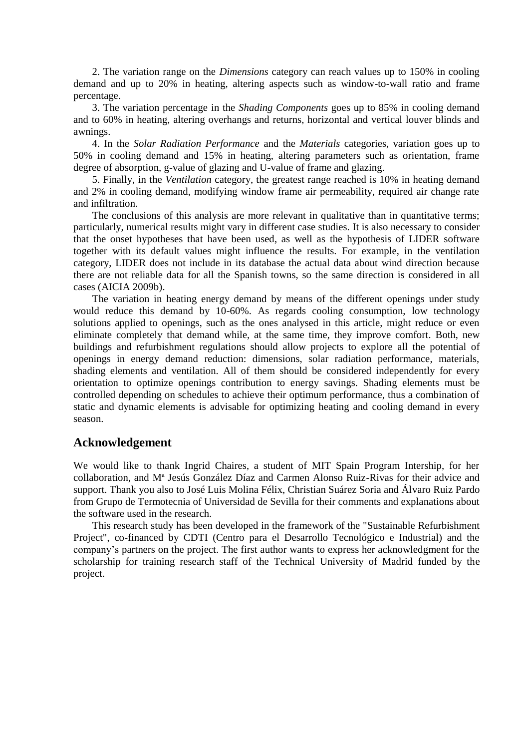2. The variation range on the *Dimensions* category can reach values up to 150% in cooling demand and up to 20% in heating, altering aspects such as window-to-wall ratio and frame percentage.

3. The variation percentage in the *Shading Components* goes up to 85% in cooling demand and to 60% in heating, altering overhangs and returns, horizontal and vertical louver blinds and awnings.

4. In the *Solar Radiation Performance* and the *Materials* categories, variation goes up to 50% in cooling demand and 15% in heating, altering parameters such as orientation, frame degree of absorption, g-value of glazing and U-value of frame and glazing.

5. Finally, in the *Ventilation* category, the greatest range reached is 10% in heating demand and 2% in cooling demand, modifying window frame air permeability, required air change rate and infiltration.

The conclusions of this analysis are more relevant in qualitative than in quantitative terms; particularly, numerical results might vary in different case studies. It is also necessary to consider that the onset hypotheses that have been used, as well as the hypothesis of LIDER software together with its default values might influence the results. For example, in the ventilation category, LIDER does not include in its database the actual data about wind direction because there are not reliable data for all the Spanish towns, so the same direction is considered in all cases (AICIA 2009b).

The variation in heating energy demand by means of the different openings under study would reduce this demand by 10-60%. As regards cooling consumption, low technology solutions applied to openings, such as the ones analysed in this article, might reduce or even eliminate completely that demand while, at the same time, they improve comfort. Both, new buildings and refurbishment regulations should allow projects to explore all the potential of openings in energy demand reduction: dimensions, solar radiation performance, materials, shading elements and ventilation. All of them should be considered independently for every orientation to optimize openings contribution to energy savings. Shading elements must be controlled depending on schedules to achieve their optimum performance, thus a combination of static and dynamic elements is advisable for optimizing heating and cooling demand in every season.

## Acknowledgement

We would like to thank Ingrid Chaires, a student of MIT Spain Program Intership, for her collaboration, and Mª Jesús González Díaz and Carmen Alonso Ruiz-Rivas for their advice and support. Thank you also to José Luis Molina Félix, Christian Suárez Soria and Álvaro Ruiz Pardo from Grupo de Termotecnia of Universidad de Sevilla for their comments and explanations about the software used in the research.

This research study has been developed in the framework of the "Sustainable Refurbishment Project", co-financed by CDTI (Centro para el Desarrollo Tecnológico e Industrial) and the company's partners on the project. The first author wants to express her acknowledgment for the scholarship for training research staff of the Technical University of Madrid funded by the project.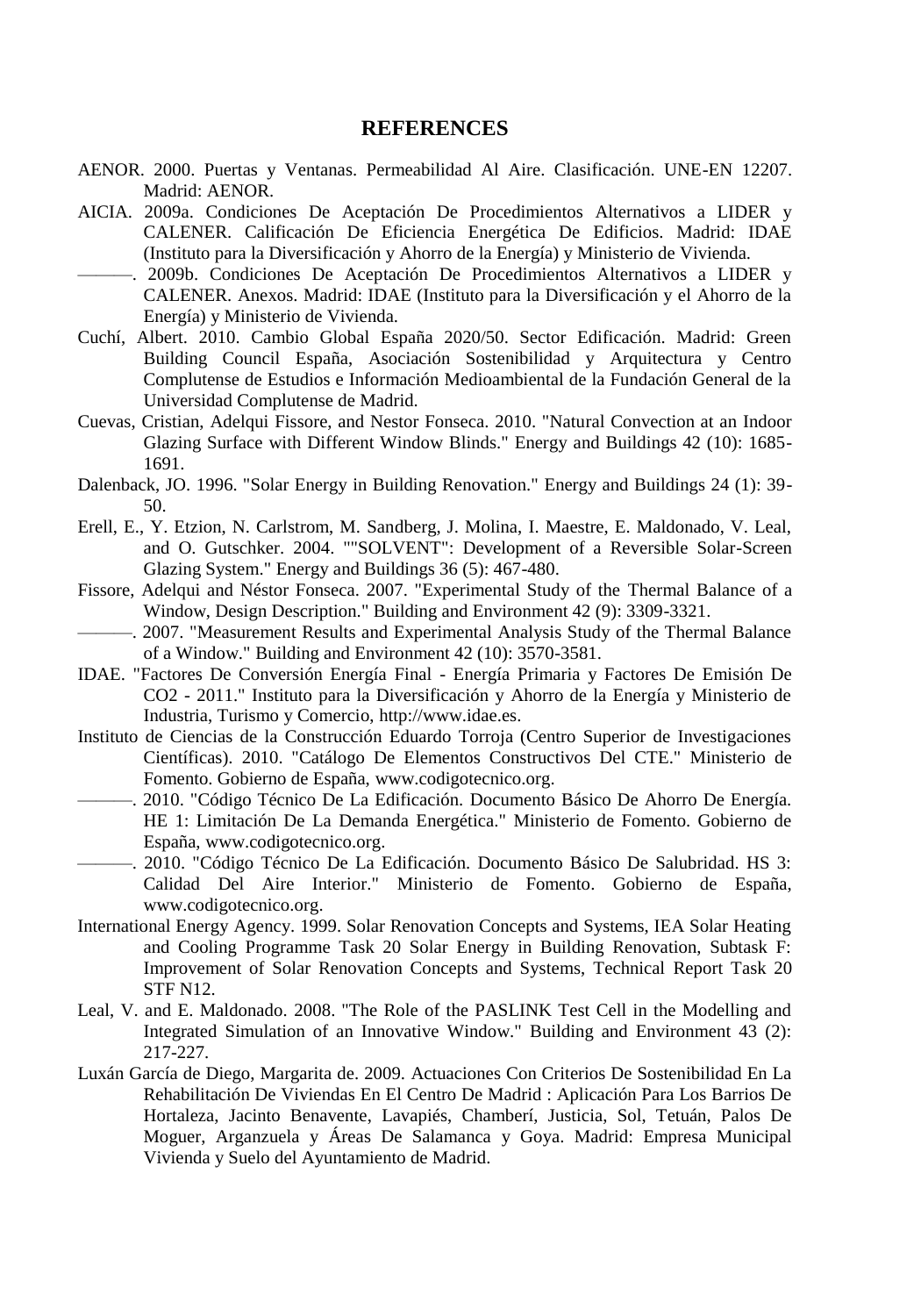## REFERENCES

AENOR. 2000. Puertas y Ventanas. Permeabilidad Al Aire. Clasificación. UNE-EN 12207. Madrid: AENOR.

AICIA. 2009a. Condiciones De Aceptación De Procedimientos Alternativos a LIDER y CALENER. Calificación De Eficiencia Energética De Edificios. Madrid: IDAE (Instituto para la Diversificación y Ahorro de la Energía) y Ministerio de Vivienda.

———. 2009b. Condiciones De Aceptación De Procedimientos Alternativos a LIDER y CALENER. Anexos. Madrid: IDAE (Instituto para la Diversificación y el Ahorro de la Energía) y Ministerio de Vivienda.

Cuchí, Albert. 2010. Cambio Global España 2020/50. Sector Edificación. Madrid: Green Building Council España, Asociación Sostenibilidad y Arquitectura y Centro Complutense de Estudios e Información Medioambiental de la Fundación General de la Universidad Complutense de Madrid.

Cuevas, Cristian, Adelqui Fissore, and Nestor Fonseca. 2010. "Natural Convection at an Indoor Glazing Surface with Different Window Blinds." Energy and Buildings 42 (10): 1685-1691.

Dalenback, JO. 1996. "Solar Energy in Building Renovation." Energy and Buildings 24 (1): 39-50.

Erell, E., Y. Etzion, N. Carlstrom, M. Sandberg, J. Molina, I. Maestre, E. Maldonado, V. Leal, and O. Gutschker. 2004. ""SOLVENT": Development of a Reversible Solar-Screen Glazing System." Energy and Buildings 36 (5): 467-480.

Fissore, Adelqui and Néstor Fonseca. 2007. "Experimental Study of the Thermal Balance of a Window, Design Description." Building and Environment 42 (9): 3309-3321.

———. 2007. "Measurement Results and Experimental Analysis Study of the Thermal Balance of a Window." Building and Environment 42 (10): 3570-3581.

IDAE. "Factores De Conversión Energía Final - Energía Primaria y Factores De Emisión De CO2 - 2011." Instituto para la Diversificación y Ahorro de la Energía y Ministerio de Industria, Turismo y Comercio, http://www.idae.es.

Instituto de Ciencias de la Construcción Eduardo Torroja (Centro Superior de Investigaciones Científicas). 2010. "Catálogo De Elementos Constructivos Del CTE." Ministerio de Fomento. Gobierno de España, www.codigotecnico.org.

———. 2010. "Código Técnico De La Edificación. Documento Básico De Ahorro De Energía. HE 1: Limitación De La Demanda Energética." Ministerio de Fomento. Gobierno de España, www.codigotecnico.org.

———. 2010. "Código Técnico De La Edificación. Documento Básico De Salubridad. HS 3: Calidad Del Aire Interior." Ministerio de Fomento. Gobierno de España, www.codigotecnico.org.

International Energy Agency. 1999. Solar Renovation Concepts and Systems, IEA Solar Heating and Cooling Programme Task 20 Solar Energy in Building Renovation, Subtask F: Improvement of Solar Renovation Concepts and Systems, Technical Report Task 20 STF N12.

Leal, V. and E. Maldonado. 2008. "The Role of the PASLINK Test Cell in the Modelling and Integrated Simulation of an Innovative Window." Building and Environment 43 (2): 217-227.

Luxán García de Diego, Margarita de. 2009. Actuaciones Con Criterios De Sostenibilidad En La Rehabilitación De Viviendas En El Centro De Madrid : Aplicación Para Los Barrios De Hortaleza, Jacinto Benavente, Lavapiés, Chamberí, Justicia, Sol, Tetuán, Palos De Moguer, Arganzuela y Áreas De Salamanca y Goya. Madrid: Empresa Municipal Vivienda y Suelo del Ayuntamiento de Madrid.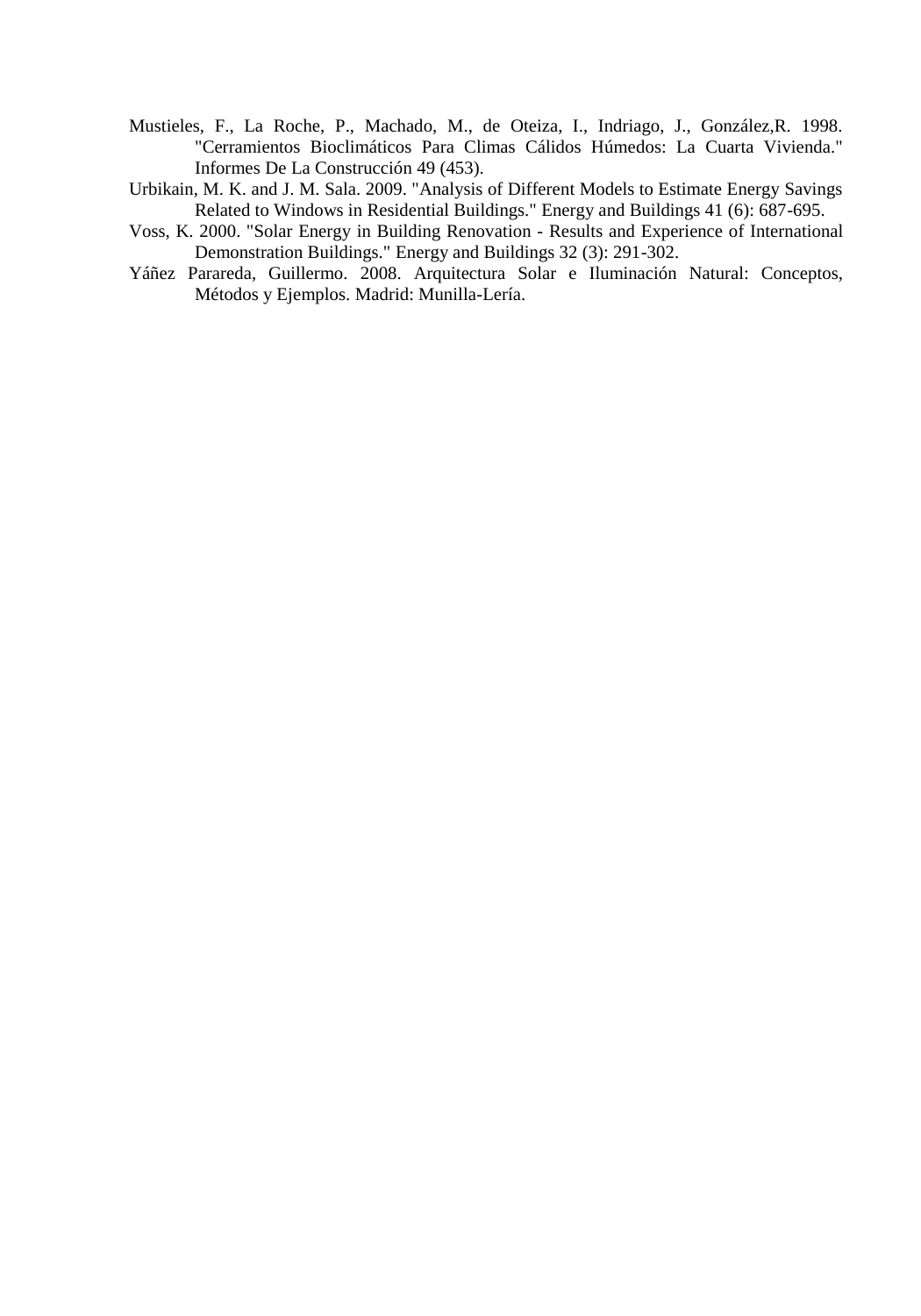Mustieles, F., La Roche, P., Machado, M., de Oteiza, I., Indriago, J., González,R. 1998. "Cerramientos Bioclimáticos Para Climas Cálidos Húmedos: La Cuarta Vivienda." Informes De La Construcción 49 (453).

Urbikain, M. K. and J. M. Sala. 2009. "Analysis of Different Models to Estimate Energy Savings Related to Windows in Residential Buildings." Energy and Buildings 41 (6): 687-695.

Voss, K. 2000. "Solar Energy in Building Renovation - Results and Experience of International Demonstration Buildings." Energy and Buildings 32 (3): 291-302.

Yáñez Parareda, Guillermo. 2008. Arquitectura Solar e Iluminación Natural: Conceptos, Métodos y Ejemplos. Madrid: Munilla-Lería.